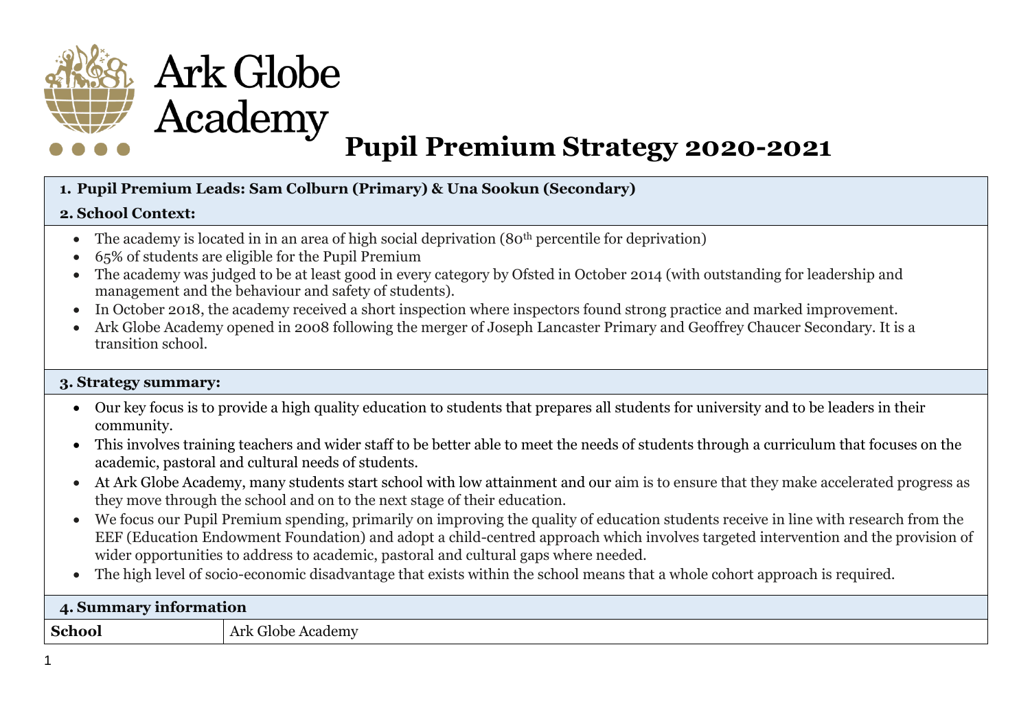# Ark Globe Academy

# Pupil Premium Strategy 2020-2021

**1. Pupil Premium Leads: Sam Colburn (Primary) & Una Sookun (Secondary)**

**2. School Context:**

- The academy is located in in an area of high social deprivation (80th percentile for deprivation)
- 65% of students are eligible for the Pupil Premium
- The academy was judged to be at least good in every category by Ofsted in October 2014 (with outstanding for leadership and management and the behaviour and safety of students).
- In October 2018, the academy received a short inspection where inspectors found strong practice and marked improvement.
- Ark Globe Academy opened in 2008 following the merger of Joseph Lancaster Primary and Geoffrey Chaucer Secondary. It is a transition school.

**3. Strategy summary:**

- Our key focus is to provide a high quality education to students that prepares all students for university and to be leaders in their community.
- This involves training teachers and wider staff to be better able to meet the needs of students through a curriculum that focuses on the academic, pastoral and cultural needs of students.
- At Ark Globe Academy, many students start school with low attainment and our aim is to ensure that they make accelerated progress as they move through the school and on to the next stage of their education.
- We focus our Pupil Premium spending, primarily on improving the quality of education students receive in line with research from the EEF (Education Endowment Foundation) and adopt a child-centred approach which involves targeted intervention and the provision of wider opportunities to address to academic, pastoral and cultural gaps where needed.
- The high level of socio-economic disadvantage that exists within the school means that a whole cohort approach is required.

**4. Summary information**

| **School** | Ark Globe Academy |
|---|---|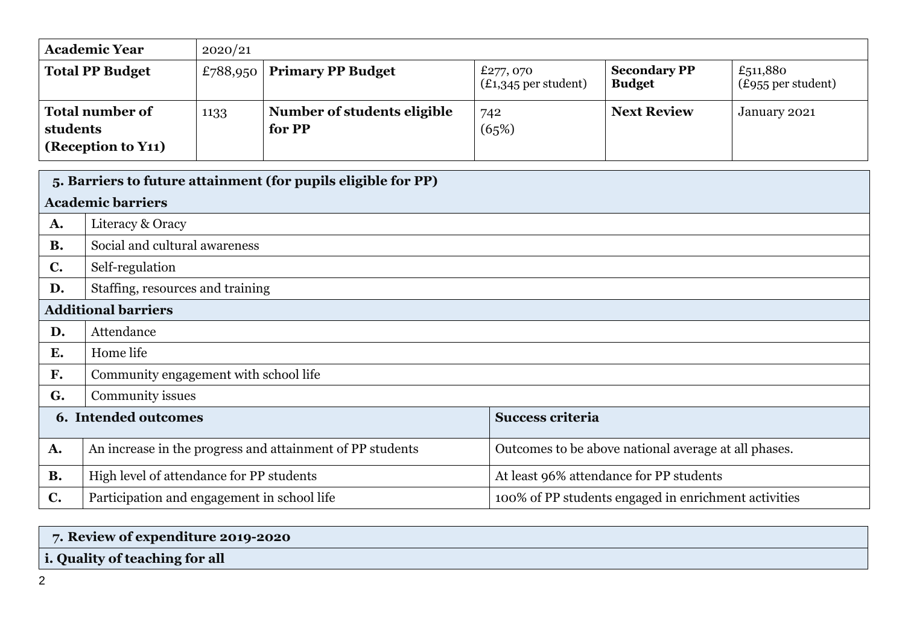| Academic Year | 2020/21 | | | | |
|---|---|---|---|---|---|
| **Total PP Budget** | £788,950 | **Primary PP Budget** | £277, 070 (£1,345 per student) | **Secondary PP Budget** | £511,880 (£955 per student) |
| **Total number of students (Reception to Y11)** | 1133 | **Number of students eligible for PP** | 742 (65%) | **Next Review** | January 2021 |

| **5. Barriers to future attainment (for pupils eligible for PP)** | |
|---|---|
| **Academic barriers** | |
| **A.** | Literacy & Oracy |
| **B.** | Social and cultural awareness |
| **C.** | Self-regulation |
| **D.** | Staffing, resources and training |
| **Additional barriers** | |
| **D.** | Attendance |
| **E.** | Home life |
| **F.** | Community engagement with school life |
| **G.** | Community issues |

| **6. Intended outcomes** | | **Success criteria** |
|---|---|---|
| **A.** | An increase in the progress and attainment of PP students | Outcomes to be above national average at all phases. |
| **B.** | High level of attendance for PP students | At least 96% attendance for PP students |
| **C.** | Participation and engagement in school life | 100% of PP students engaged in enrichment activities |

| **7. Review of expenditure 2019-2020** |
|---|
| **i. Quality of teaching for all** |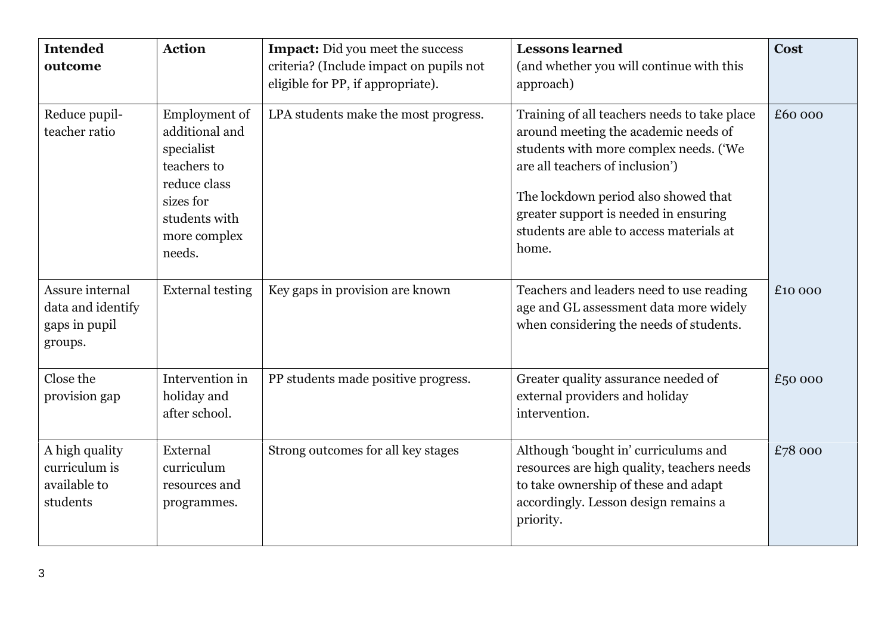| **Intended outcome** | **Action** | **Impact:** Did you meet the success criteria? (Include impact on pupils not eligible for PP, if appropriate). | **Lessons learned** (and whether you will continue with this approach) | **Cost** |
|---|---|---|---|---|
| Reduce pupil-teacher ratio | Employment of additional and specialist teachers to reduce class sizes for students with more complex needs. | LPA students make the most progress. | Training of all teachers needs to take place around meeting the academic needs of students with more complex needs. ('We are all teachers of inclusion')<br><br>The lockdown period also showed that greater support is needed in ensuring students are able to access materials at home. | £60 000 |
| Assure internal data and identify gaps in pupil groups. | External testing | Key gaps in provision are known | Teachers and leaders need to use reading age and GL assessment data more widely when considering the needs of students. | £10 000 |
| Close the provision gap | Intervention in holiday and after school. | PP students made positive progress. | Greater quality assurance needed of external providers and holiday intervention. | £50 000 |
| A high quality curriculum is available to students | External curriculum resources and programmes. | Strong outcomes for all key stages | Although 'bought in' curriculums and resources are high quality, teachers needs to take ownership of these and adapt accordingly. Lesson design remains a priority. | £78 000 |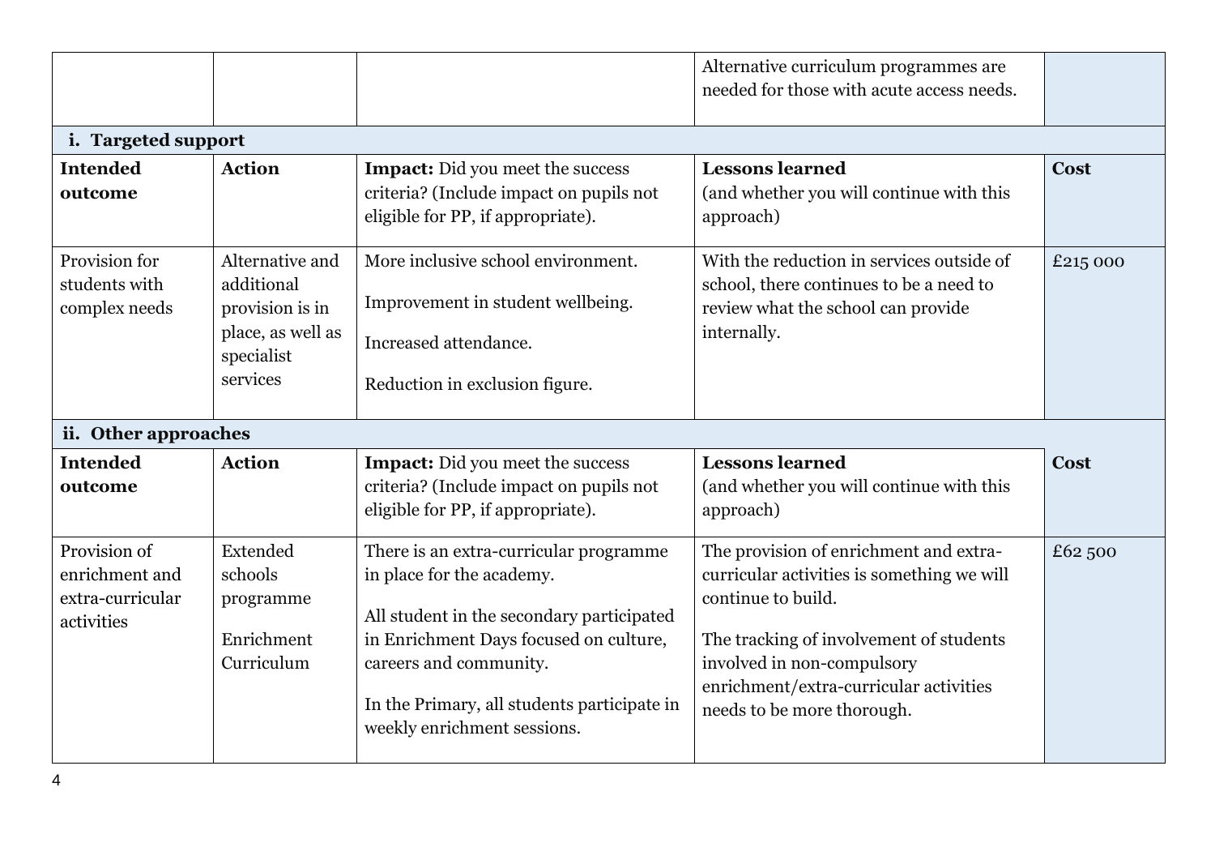| | | | Alternative curriculum programmes are needed for those with acute access needs. | |
|---|---|---|---|---|

**i. Targeted support**

| **Intended outcome** | **Action** | **Impact:** Did you meet the success criteria? (Include impact on pupils not eligible for PP, if appropriate). | **Lessons learned** (and whether you will continue with this approach) | **Cost** |
|---|---|---|---|---|
| Provision for students with complex needs | Alternative and additional provision is in place, as well as specialist services | More inclusive school environment. Improvement in student wellbeing. Increased attendance. Reduction in exclusion figure. | With the reduction in services outside of school, there continues to be a need to review what the school can provide internally. | £215 000 |

**ii. Other approaches**

| **Intended outcome** | **Action** | **Impact:** Did you meet the success criteria? (Include impact on pupils not eligible for PP, if appropriate). | **Lessons learned** (and whether you will continue with this approach) | **Cost** |
|---|---|---|---|---|
| Provision of enrichment and extra-curricular activities | Extended schools programme<br><br>Enrichment Curriculum | There is an extra-curricular programme in place for the academy.<br><br>All student in the secondary participated in Enrichment Days focused on culture, careers and community.<br><br>In the Primary, all students participate in weekly enrichment sessions. | The provision of enrichment and extra-curricular activities is something we will continue to build.<br><br>The tracking of involvement of students involved in non-compulsory enrichment/extra-curricular activities needs to be more thorough. | £62 500 |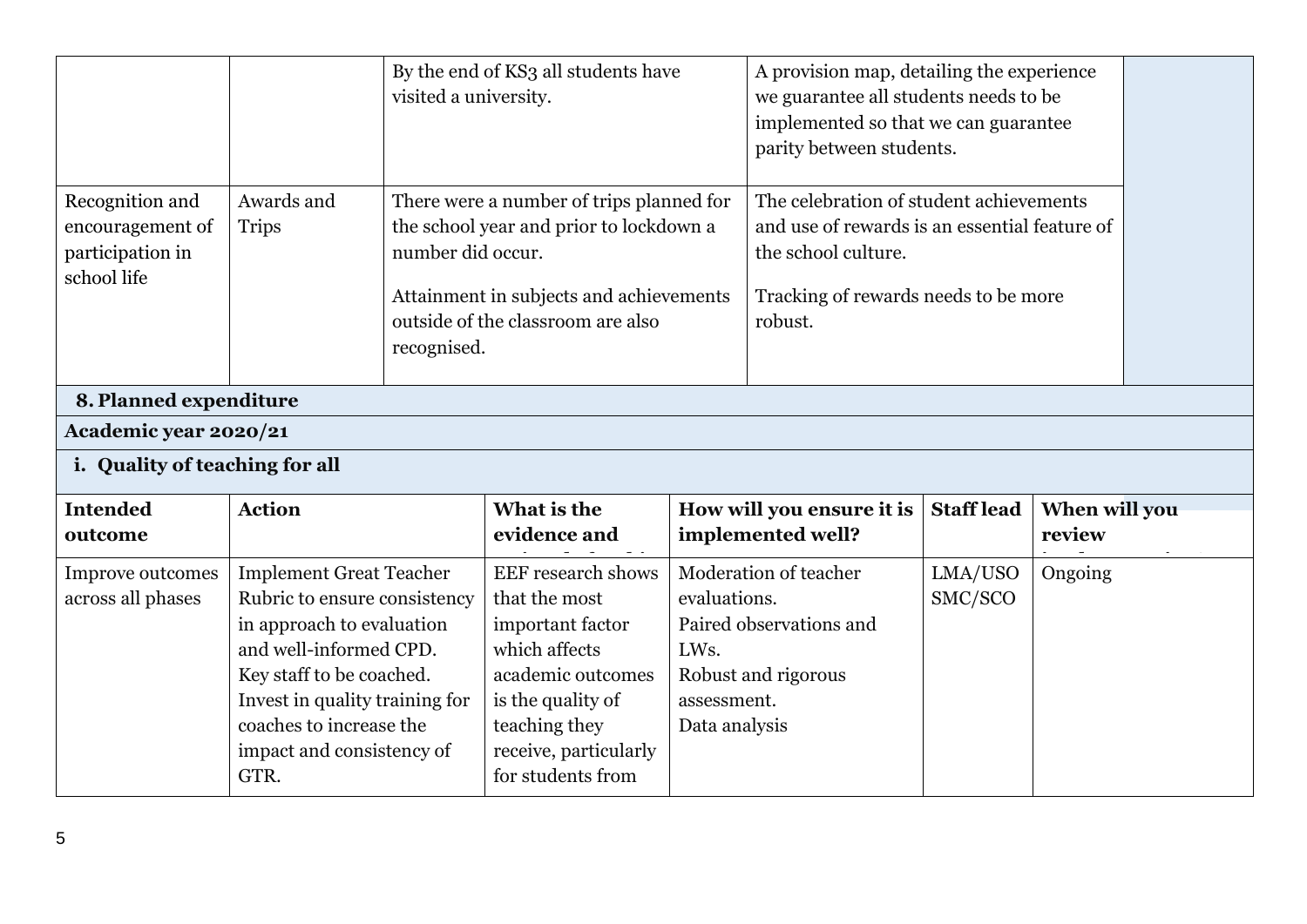|  |  |  |  |  |
|---|---|---|---|---|
|  |  | By the end of KS3 all students have visited a university. | A provision map, detailing the experience we guarantee all students needs to be implemented so that we can guarantee parity between students. |  |
| Recognition and encouragement of participation in school life | Awards and Trips | There were a number of trips planned for the school year and prior to lockdown a number did occur.<br><br>Attainment in subjects and achievements outside of the classroom are also recognised. | The celebration of student achievements and use of rewards is an essential feature of the school culture.<br><br>Tracking of rewards needs to be more robust. |  |

## 8. Planned expenditure

**Academic year 2020/21**

### i. Quality of teaching for all

| Intended outcome | Action | What is the evidence and | How will you ensure it is implemented well? | Staff lead | When will you review |
|---|---|---|---|---|---|
| Improve outcomes across all phases | Implement Great Teacher Rubric to ensure consistency in approach to evaluation and well-informed CPD.<br>Key staff to be coached.<br>Invest in quality training for coaches to increase the impact and consistency of GTR. | EEF research shows that the most important factor which affects academic outcomes is the quality of teaching they receive, particularly for students from | Moderation of teacher evaluations.<br>Paired observations and LWs.<br>Robust and rigorous assessment.<br>Data analysis | LMA/USO SMC/SCO | Ongoing |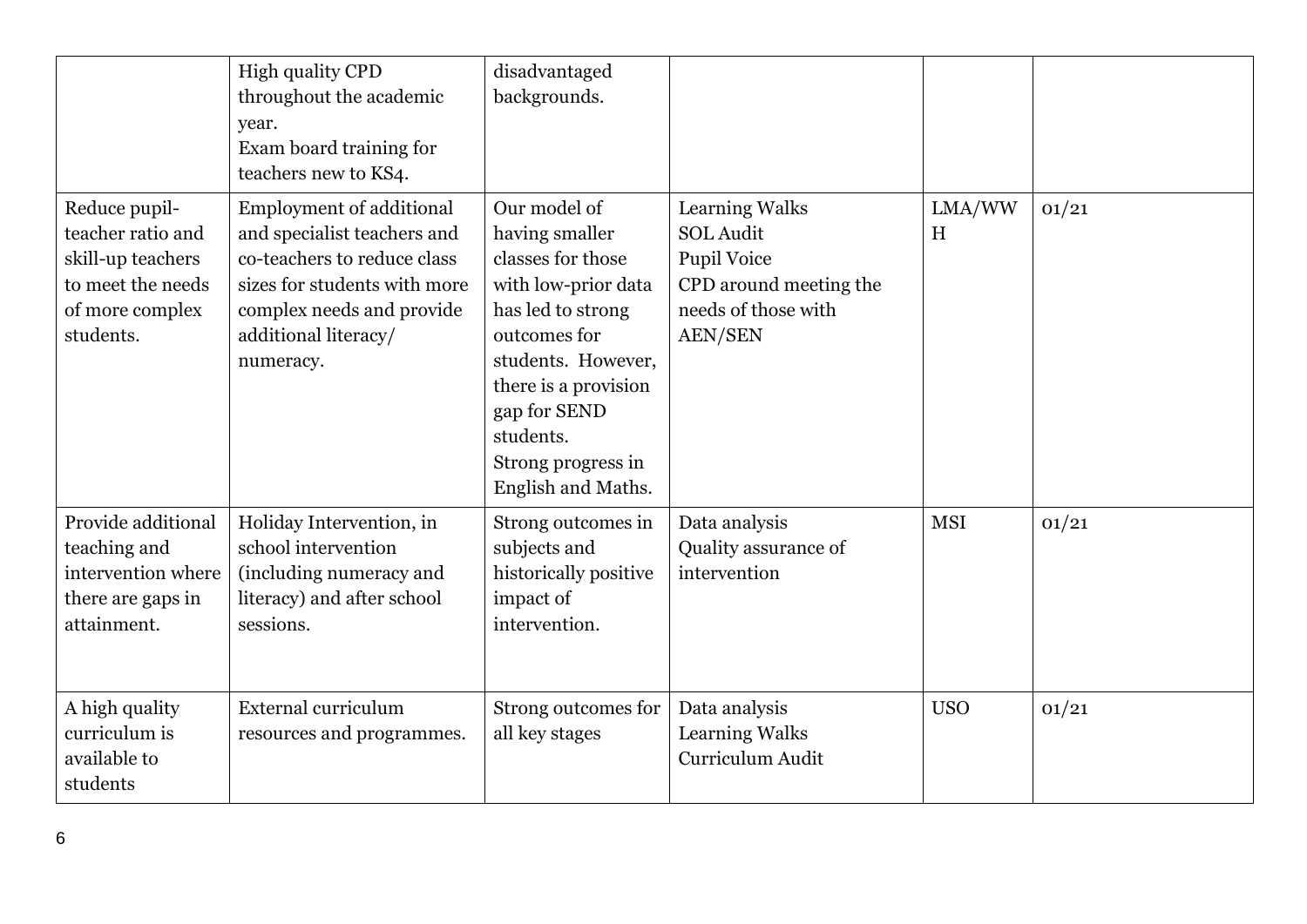| | | | | | |
|---|---|---|---|---|---|
| | High quality CPD throughout the academic year.<br>Exam board training for teachers new to KS4. | disadvantaged backgrounds. | | | |
| Reduce pupil-teacher ratio and skill-up teachers to meet the needs of more complex students. | Employment of additional and specialist teachers and co-teachers to reduce class sizes for students with more complex needs and provide additional literacy/ numeracy. | Our model of having smaller classes for those with low-prior data has led to strong outcomes for students. However, there is a provision gap for SEND students.<br>Strong progress in English and Maths. | Learning Walks<br>SOL Audit<br>Pupil Voice<br>CPD around meeting the needs of those with AEN/SEN | LMA/WWH | 01/21 |
| Provide additional teaching and intervention where there are gaps in attainment. | Holiday Intervention, in school intervention (including numeracy and literacy) and after school sessions. | Strong outcomes in subjects and historically positive impact of intervention. | Data analysis<br>Quality assurance of intervention | MSI | 01/21 |
| A high quality curriculum is available to students | External curriculum resources and programmes. | Strong outcomes for all key stages | Data analysis<br>Learning Walks<br>Curriculum Audit | USO | 01/21 |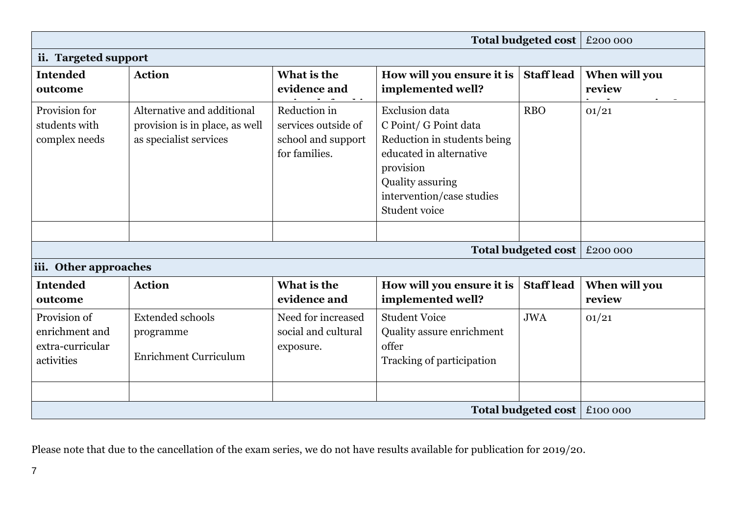| | | | | | |
|---|---|---|---|---|---|
| | | | | **Total budgeted cost** | £200 000 |
| **ii. Targeted support** | | | | | |
| **Intended outcome** | **Action** | **What is the evidence and rationale for this choice?** | **How will you ensure it is implemented well?** | **Staff lead** | **When will you review implementation?** |
| Provision for students with complex needs | Alternative and additional provision is in place, as well as specialist services | Reduction in services outside of school and support for families. | Exclusion data<br>C Point/ G Point data<br>Reduction in students being educated in alternative provision<br>Quality assuring intervention/case studies<br>Student voice | RBO | 01/21 |
| | | | | | |
| | | | | **Total budgeted cost** | £200 000 |
| **iii. Other approaches** | | | | | |
| **Intended outcome** | **Action** | **What is the evidence and** | **How will you ensure it is implemented well?** | **Staff lead** | **When will you review** |
| Provision of enrichment and extra-curricular activities | Extended schools programme<br><br>Enrichment Curriculum | Need for increased social and cultural exposure. | Student Voice<br>Quality assure enrichment offer<br>Tracking of participation | JWA | 01/21 |
| | | | | | |
| | | | | **Total budgeted cost** | £100 000 |

Please note that due to the cancellation of the exam series, we do not have results available for publication for 2019/20.